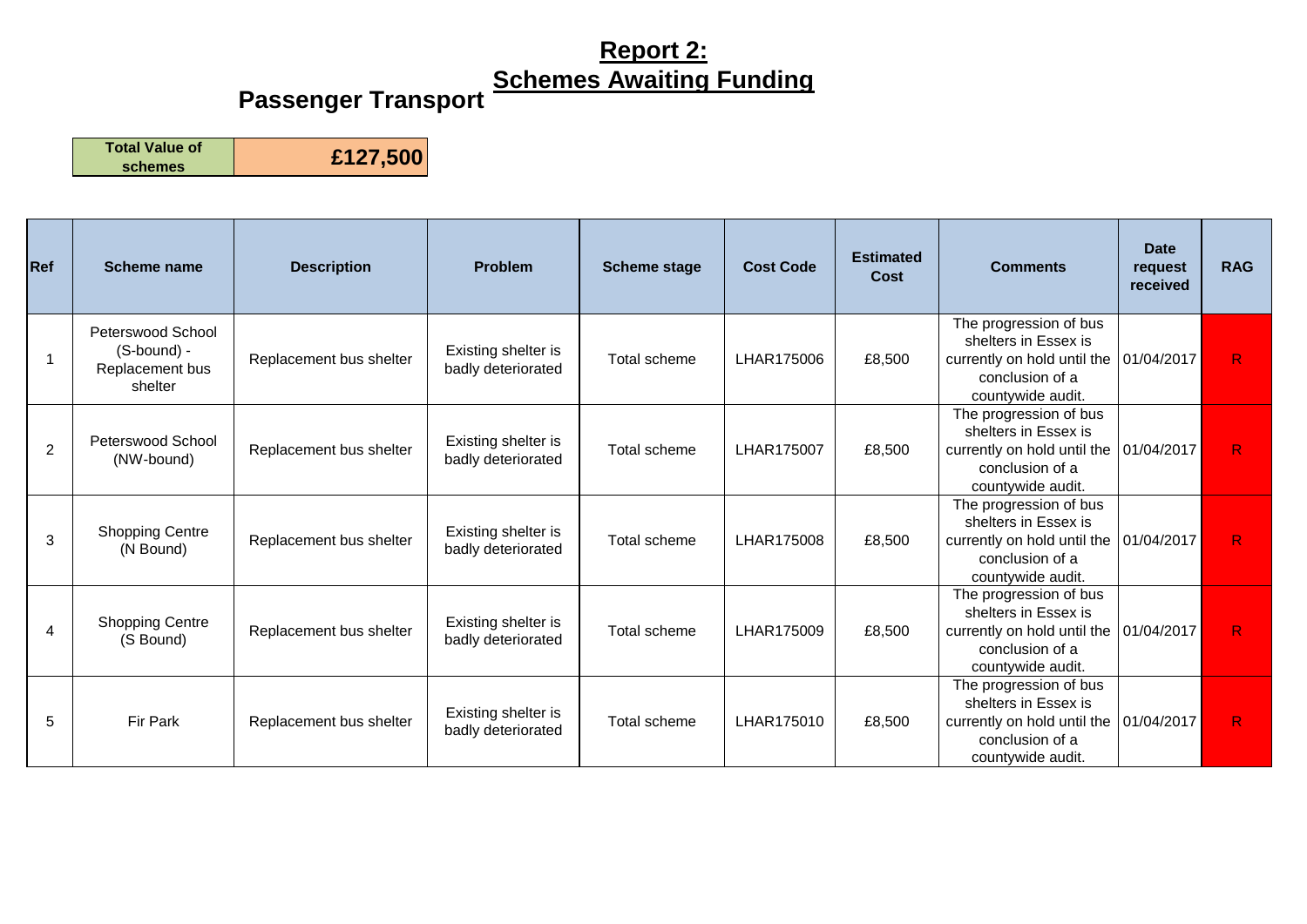# Report 2:
# Schemes Awaiting Funding

## Passenger Transport

| Total Value of schemes | £127,500 |
|---|---|

| Ref | Scheme name | Description | Problem | Scheme stage | Cost Code | Estimated Cost | Comments | Date request received | RAG |
|---|---|---|---|---|---|---|---|---|---|
| 1 | Peterswood School (S-bound) - Replacement bus shelter | Replacement bus shelter | Existing shelter is badly deteriorated | Total scheme | LHAR175006 | £8,500 | The progression of bus shelters in Essex is currently on hold until the conclusion of a countywide audit. | 01/04/2017 | R |
| 2 | Peterswood School (NW-bound) | Replacement bus shelter | Existing shelter is badly deteriorated | Total scheme | LHAR175007 | £8,500 | The progression of bus shelters in Essex is currently on hold until the conclusion of a countywide audit. | 01/04/2017 | R |
| 3 | Shopping Centre (N Bound) | Replacement bus shelter | Existing shelter is badly deteriorated | Total scheme | LHAR175008 | £8,500 | The progression of bus shelters in Essex is currently on hold until the conclusion of a countywide audit. | 01/04/2017 | R |
| 4 | Shopping Centre (S Bound) | Replacement bus shelter | Existing shelter is badly deteriorated | Total scheme | LHAR175009 | £8,500 | The progression of bus shelters in Essex is currently on hold until the conclusion of a countywide audit. | 01/04/2017 | R |
| 5 | Fir Park | Replacement bus shelter | Existing shelter is badly deteriorated | Total scheme | LHAR175010 | £8,500 | The progression of bus shelters in Essex is currently on hold until the conclusion of a countywide audit. | 01/04/2017 | R |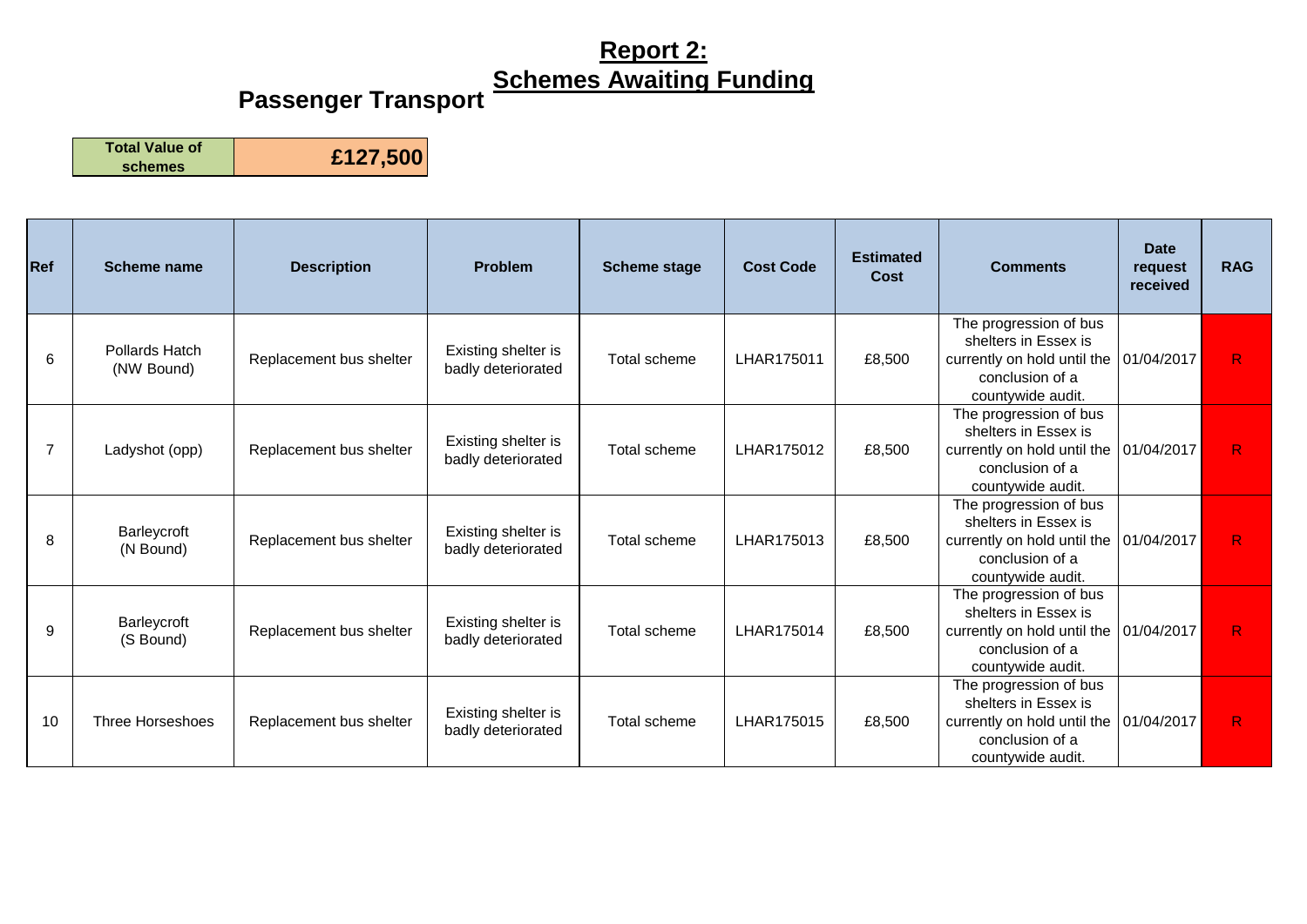# Report 2:
## Schemes Awaiting Funding

## Passenger Transport

| Total Value of schemes | £127,500 |
|---|---|

| Ref | Scheme name | Description | Problem | Scheme stage | Cost Code | Estimated Cost | Comments | Date request received | RAG |
|---|---|---|---|---|---|---|---|---|---|
| 6 | Pollards Hatch (NW Bound) | Replacement bus shelter | Existing shelter is badly deteriorated | Total scheme | LHAR175011 | £8,500 | The progression of bus shelters in Essex is currently on hold until the conclusion of a countywide audit. | 01/04/2017 | R |
| 7 | Ladyshot (opp) | Replacement bus shelter | Existing shelter is badly deteriorated | Total scheme | LHAR175012 | £8,500 | The progression of bus shelters in Essex is currently on hold until the conclusion of a countywide audit. | 01/04/2017 | R |
| 8 | Barleycroft (N Bound) | Replacement bus shelter | Existing shelter is badly deteriorated | Total scheme | LHAR175013 | £8,500 | The progression of bus shelters in Essex is currently on hold until the conclusion of a countywide audit. | 01/04/2017 | R |
| 9 | Barleycroft (S Bound) | Replacement bus shelter | Existing shelter is badly deteriorated | Total scheme | LHAR175014 | £8,500 | The progression of bus shelters in Essex is currently on hold until the conclusion of a countywide audit. | 01/04/2017 | R |
| 10 | Three Horseshoes | Replacement bus shelter | Existing shelter is badly deteriorated | Total scheme | LHAR175015 | £8,500 | The progression of bus shelters in Essex is currently on hold until the conclusion of a countywide audit. | 01/04/2017 | R |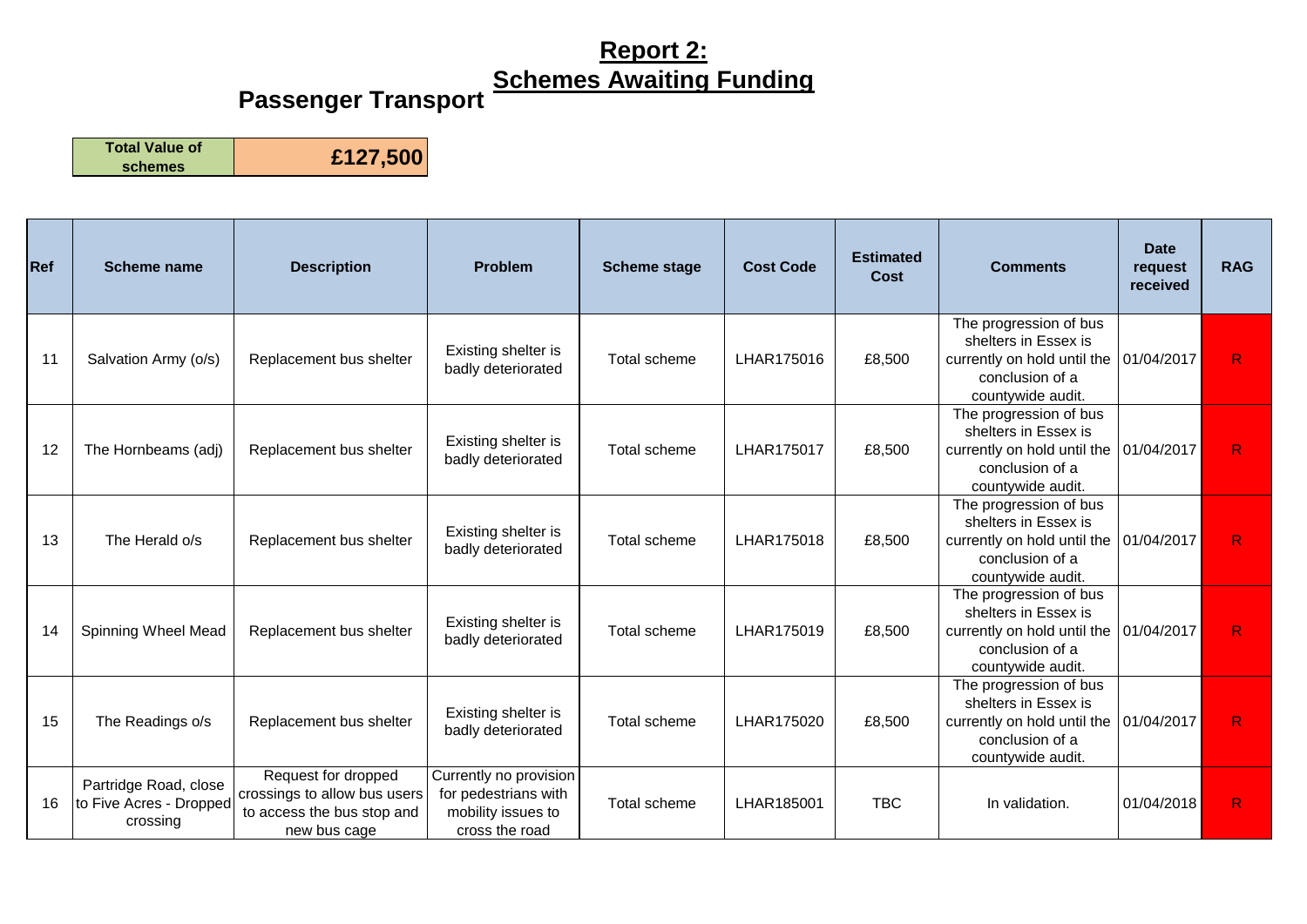# Report 2:
# Schemes Awaiting Funding

## Passenger Transport

| Total Value of schemes | £127,500 |
|---|---|

| Ref | Scheme name | Description | Problem | Scheme stage | Cost Code | Estimated Cost | Comments | Date request received | RAG |
|---|---|---|---|---|---|---|---|---|---|
| 11 | Salvation Army (o/s) | Replacement bus shelter | Existing shelter is badly deteriorated | Total scheme | LHAR175016 | £8,500 | The progression of bus shelters in Essex is currently on hold until the conclusion of a countywide audit. | 01/04/2017 | R |
| 12 | The Hornbeams (adj) | Replacement bus shelter | Existing shelter is badly deteriorated | Total scheme | LHAR175017 | £8,500 | The progression of bus shelters in Essex is currently on hold until the conclusion of a countywide audit. | 01/04/2017 | R |
| 13 | The Herald o/s | Replacement bus shelter | Existing shelter is badly deteriorated | Total scheme | LHAR175018 | £8,500 | The progression of bus shelters in Essex is currently on hold until the conclusion of a countywide audit. | 01/04/2017 | R |
| 14 | Spinning Wheel Mead | Replacement bus shelter | Existing shelter is badly deteriorated | Total scheme | LHAR175019 | £8,500 | The progression of bus shelters in Essex is currently on hold until the conclusion of a countywide audit. | 01/04/2017 | R |
| 15 | The Readings o/s | Replacement bus shelter | Existing shelter is badly deteriorated | Total scheme | LHAR175020 | £8,500 | The progression of bus shelters in Essex is currently on hold until the conclusion of a countywide audit. | 01/04/2017 | R |
| 16 | Partridge Road, close to Five Acres - Dropped crossing | Request for dropped crossings to allow bus users to access the bus stop and new bus cage | Currently no provision for pedestrians with mobility issues to cross the road | Total scheme | LHAR185001 | TBC | In validation. | 01/04/2018 | R |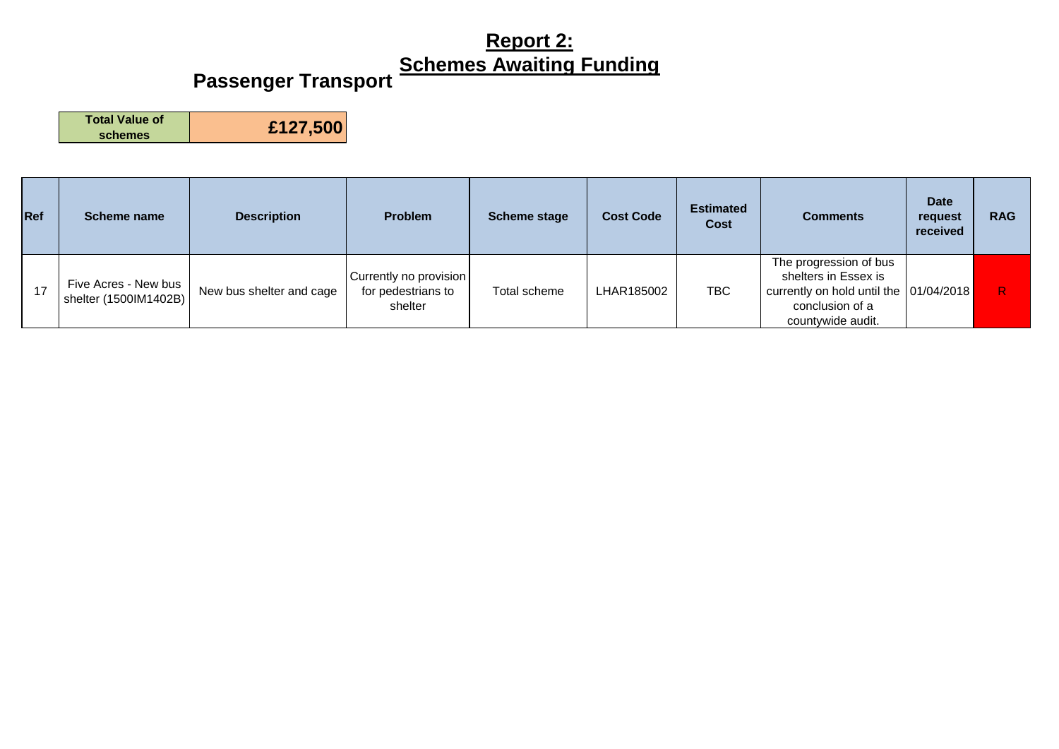# Report 2:
## Schemes Awaiting Funding

**Passenger Transport**

| Total Value of schemes | £127,500 |
|---|---|

| Ref | Scheme name | Description | Problem | Scheme stage | Cost Code | Estimated Cost | Comments | Date request received | RAG |
|---|---|---|---|---|---|---|---|---|---|
| 17 | Five Acres - New bus shelter (1500IM1402B) | New bus shelter and cage | Currently no provision for pedestrians to shelter | Total scheme | LHAR185002 | TBC | The progression of bus shelters in Essex is currently on hold until the conclusion of a countywide audit. | 01/04/2018 | R |